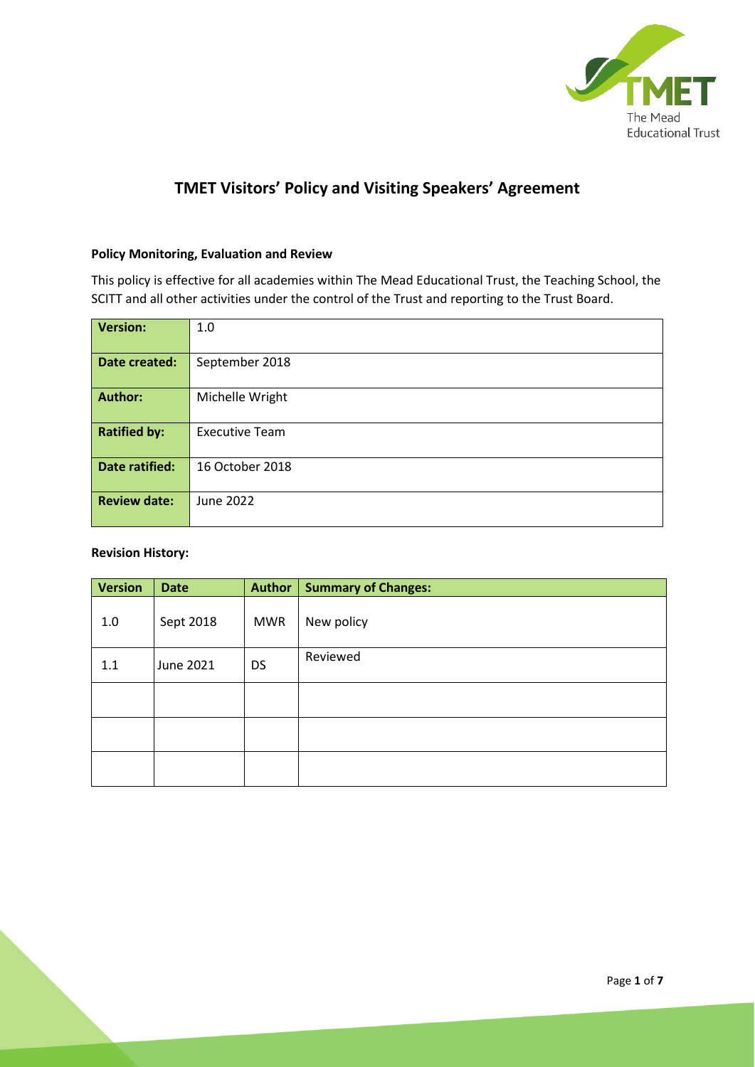# TMET Visitors' Policy and Visiting Speakers' Agreement

**Policy Monitoring, Evaluation and Review**

This policy is effective for all academies within The Mead Educational Trust, the Teaching School, the SCITT and all other activities under the control of the Trust and reporting to the Trust Board.

| | |
|---|---|
| **Version:** | 1.0 |
| **Date created:** | September 2018 |
| **Author:** | Michelle Wright |
| **Ratified by:** | Executive Team |
| **Date ratified:** | 16 October 2018 |
| **Review date:** | June 2022 |

**Revision History:**

| Version | Date | Author | Summary of Changes: |
|---|---|---|---|
| 1.0 | Sept 2018 | MWR | New policy |
| 1.1 | June 2021 | DS | Reviewed |
| | | | |
| | | | |
| | | | |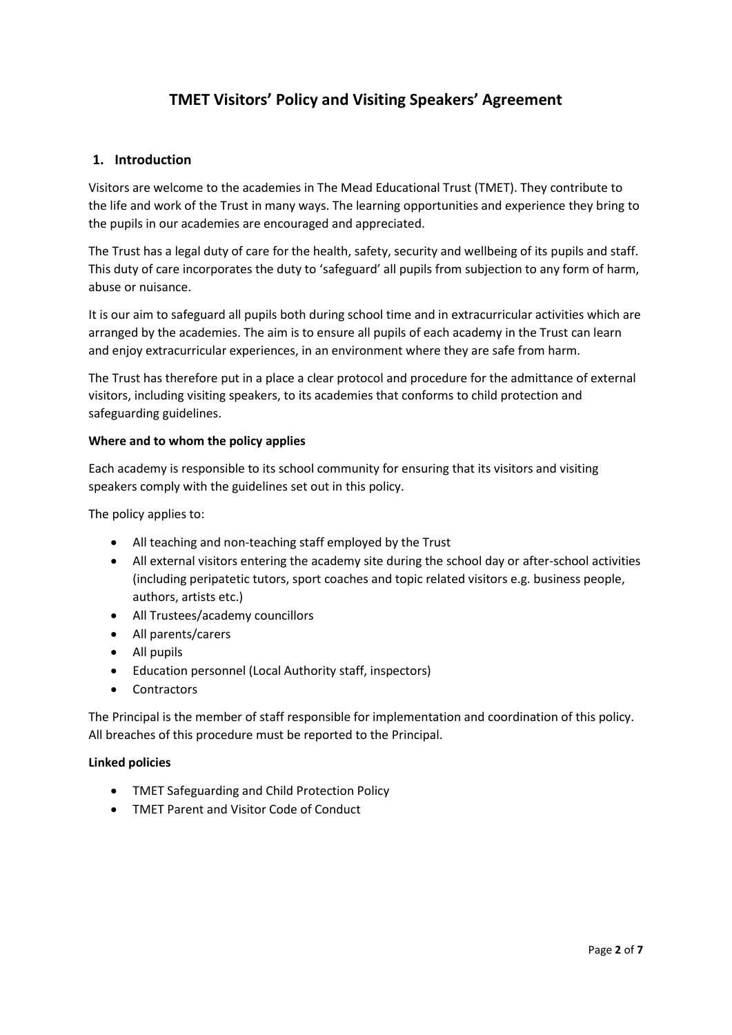# TMET Visitors' Policy and Visiting Speakers' Agreement

## 1. Introduction

Visitors are welcome to the academies in The Mead Educational Trust (TMET). They contribute to the life and work of the Trust in many ways. The learning opportunities and experience they bring to the pupils in our academies are encouraged and appreciated.

The Trust has a legal duty of care for the health, safety, security and wellbeing of its pupils and staff. This duty of care incorporates the duty to 'safeguard' all pupils from subjection to any form of harm, abuse or nuisance.

It is our aim to safeguard all pupils both during school time and in extracurricular activities which are arranged by the academies. The aim is to ensure all pupils of each academy in the Trust can learn and enjoy extracurricular experiences, in an environment where they are safe from harm.

The Trust has therefore put in a place a clear protocol and procedure for the admittance of external visitors, including visiting speakers, to its academies that conforms to child protection and safeguarding guidelines.

**Where and to whom the policy applies**

Each academy is responsible to its school community for ensuring that its visitors and visiting speakers comply with the guidelines set out in this policy.

The policy applies to:

- All teaching and non-teaching staff employed by the Trust
- All external visitors entering the academy site during the school day or after-school activities (including peripatetic tutors, sport coaches and topic related visitors e.g. business people, authors, artists etc.)
- All Trustees/academy councillors
- All parents/carers
- All pupils
- Education personnel (Local Authority staff, inspectors)
- Contractors

The Principal is the member of staff responsible for implementation and coordination of this policy. All breaches of this procedure must be reported to the Principal.

**Linked policies**

- TMET Safeguarding and Child Protection Policy
- TMET Parent and Visitor Code of Conduct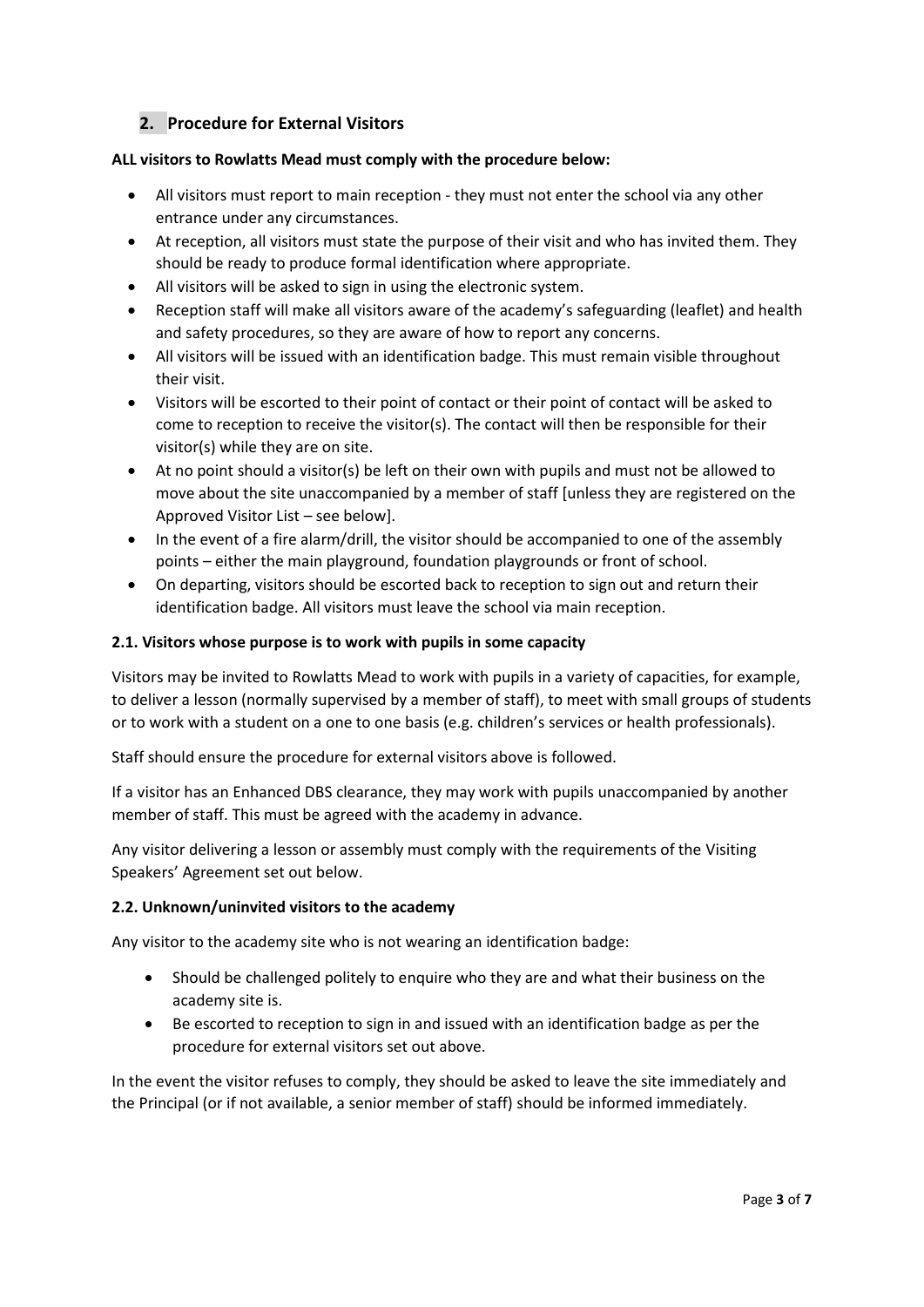## 2. Procedure for External Visitors

**ALL visitors to Rowlatts Mead must comply with the procedure below:**

- All visitors must report to main reception - they must not enter the school via any other entrance under any circumstances.
- At reception, all visitors must state the purpose of their visit and who has invited them. They should be ready to produce formal identification where appropriate.
- All visitors will be asked to sign in using the electronic system.
- Reception staff will make all visitors aware of the academy's safeguarding (leaflet) and health and safety procedures, so they are aware of how to report any concerns.
- All visitors will be issued with an identification badge. This must remain visible throughout their visit.
- Visitors will be escorted to their point of contact or their point of contact will be asked to come to reception to receive the visitor(s). The contact will then be responsible for their visitor(s) while they are on site.
- At no point should a visitor(s) be left on their own with pupils and must not be allowed to move about the site unaccompanied by a member of staff [unless they are registered on the Approved Visitor List – see below].
- In the event of a fire alarm/drill, the visitor should be accompanied to one of the assembly points – either the main playground, foundation playgrounds or front of school.
- On departing, visitors should be escorted back to reception to sign out and return their identification badge. All visitors must leave the school via main reception.

### 2.1. Visitors whose purpose is to work with pupils in some capacity

Visitors may be invited to Rowlatts Mead to work with pupils in a variety of capacities, for example, to deliver a lesson (normally supervised by a member of staff), to meet with small groups of students or to work with a student on a one to one basis (e.g. children's services or health professionals).

Staff should ensure the procedure for external visitors above is followed.

If a visitor has an Enhanced DBS clearance, they may work with pupils unaccompanied by another member of staff. This must be agreed with the academy in advance.

Any visitor delivering a lesson or assembly must comply with the requirements of the Visiting Speakers' Agreement set out below.

### 2.2. Unknown/uninvited visitors to the academy

Any visitor to the academy site who is not wearing an identification badge:

- Should be challenged politely to enquire who they are and what their business on the academy site is.
- Be escorted to reception to sign in and issued with an identification badge as per the procedure for external visitors set out above.

In the event the visitor refuses to comply, they should be asked to leave the site immediately and the Principal (or if not available, a senior member of staff) should be informed immediately.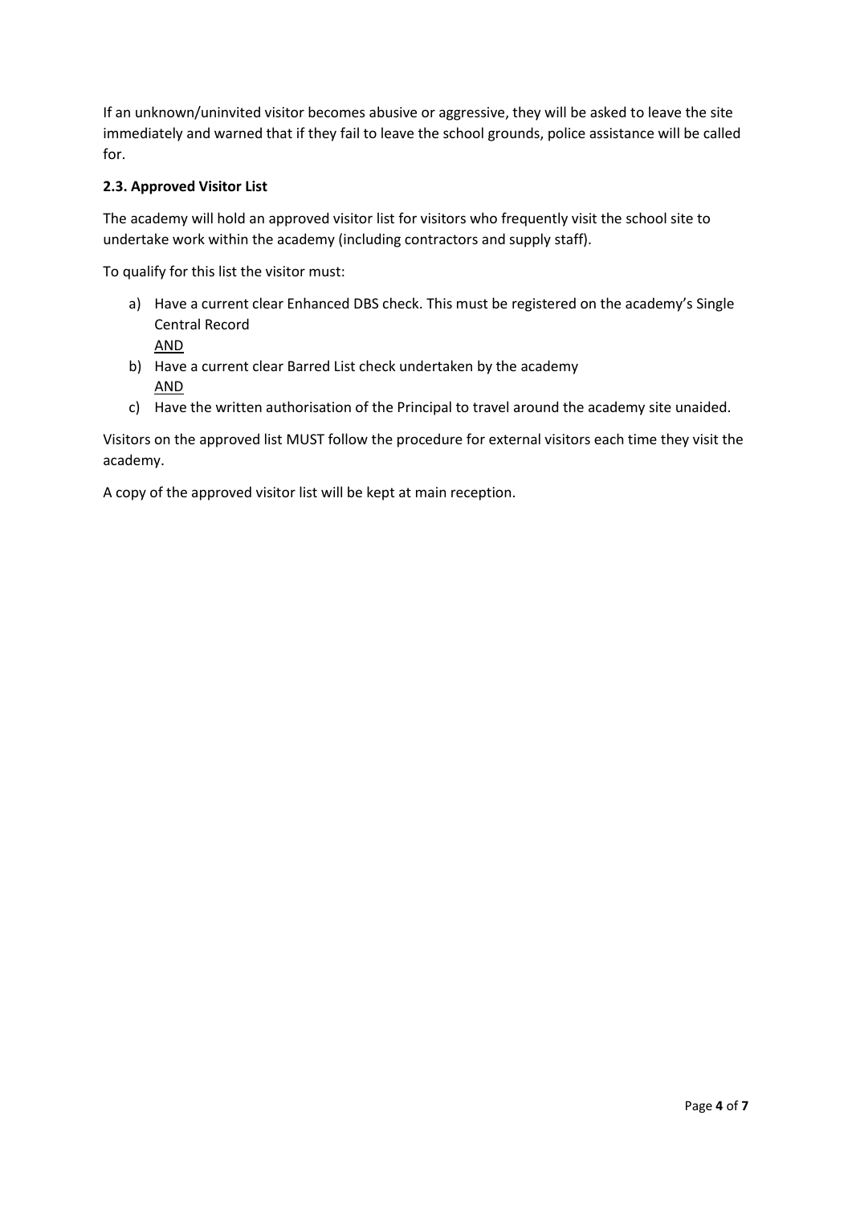If an unknown/uninvited visitor becomes abusive or aggressive, they will be asked to leave the site immediately and warned that if they fail to leave the school grounds, police assistance will be called for.

### 2.3. Approved Visitor List

The academy will hold an approved visitor list for visitors who frequently visit the school site to undertake work within the academy (including contractors and supply staff).

To qualify for this list the visitor must:

a) Have a current clear Enhanced DBS check. This must be registered on the academy's Single Central Record
   AND
b) Have a current clear Barred List check undertaken by the academy
   AND
c) Have the written authorisation of the Principal to travel around the academy site unaided.

Visitors on the approved list MUST follow the procedure for external visitors each time they visit the academy.

A copy of the approved visitor list will be kept at main reception.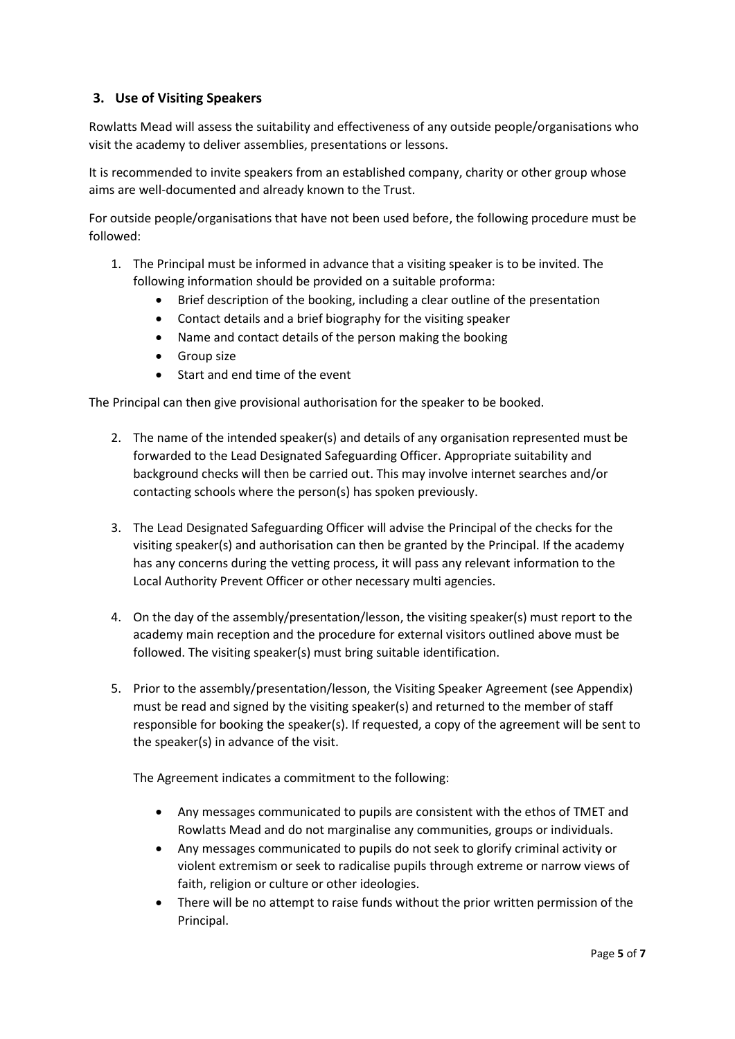## 3. Use of Visiting Speakers

Rowlatts Mead will assess the suitability and effectiveness of any outside people/organisations who visit the academy to deliver assemblies, presentations or lessons.

It is recommended to invite speakers from an established company, charity or other group whose aims are well-documented and already known to the Trust.

For outside people/organisations that have not been used before, the following procedure must be followed:

1. The Principal must be informed in advance that a visiting speaker is to be invited. The following information should be provided on a suitable proforma:
    - Brief description of the booking, including a clear outline of the presentation
    - Contact details and a brief biography for the visiting speaker
    - Name and contact details of the person making the booking
    - Group size
    - Start and end time of the event

The Principal can then give provisional authorisation for the speaker to be booked.

2. The name of the intended speaker(s) and details of any organisation represented must be forwarded to the Lead Designated Safeguarding Officer. Appropriate suitability and background checks will then be carried out. This may involve internet searches and/or contacting schools where the person(s) has spoken previously.

3. The Lead Designated Safeguarding Officer will advise the Principal of the checks for the visiting speaker(s) and authorisation can then be granted by the Principal. If the academy has any concerns during the vetting process, it will pass any relevant information to the Local Authority Prevent Officer or other necessary multi agencies.

4. On the day of the assembly/presentation/lesson, the visiting speaker(s) must report to the academy main reception and the procedure for external visitors outlined above must be followed. The visiting speaker(s) must bring suitable identification.

5. Prior to the assembly/presentation/lesson, the Visiting Speaker Agreement (see Appendix) must be read and signed by the visiting speaker(s) and returned to the member of staff responsible for booking the speaker(s). If requested, a copy of the agreement will be sent to the speaker(s) in advance of the visit.

    The Agreement indicates a commitment to the following:

    - Any messages communicated to pupils are consistent with the ethos of TMET and Rowlatts Mead and do not marginalise any communities, groups or individuals.
    - Any messages communicated to pupils do not seek to glorify criminal activity or violent extremism or seek to radicalise pupils through extreme or narrow views of faith, religion or culture or other ideologies.
    - There will be no attempt to raise funds without the prior written permission of the Principal.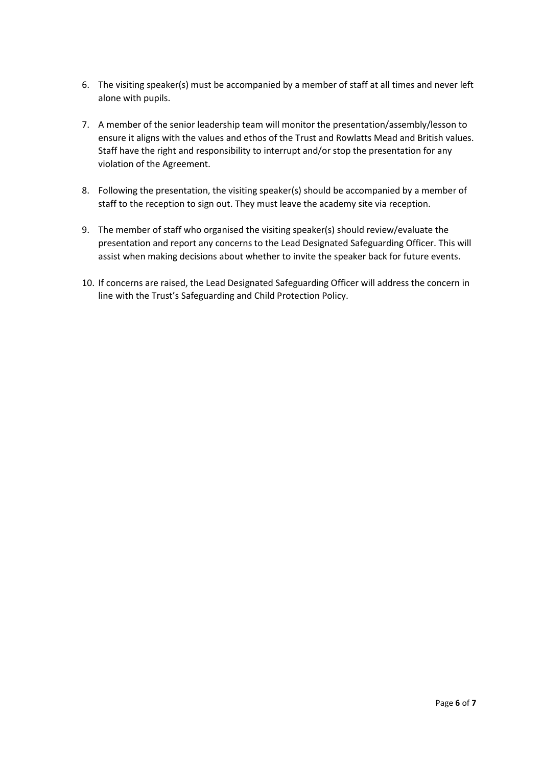6. The visiting speaker(s) must be accompanied by a member of staff at all times and never left alone with pupils.

7. A member of the senior leadership team will monitor the presentation/assembly/lesson to ensure it aligns with the values and ethos of the Trust and Rowlatts Mead and British values. Staff have the right and responsibility to interrupt and/or stop the presentation for any violation of the Agreement.

8. Following the presentation, the visiting speaker(s) should be accompanied by a member of staff to the reception to sign out. They must leave the academy site via reception.

9. The member of staff who organised the visiting speaker(s) should review/evaluate the presentation and report any concerns to the Lead Designated Safeguarding Officer. This will assist when making decisions about whether to invite the speaker back for future events.

10. If concerns are raised, the Lead Designated Safeguarding Officer will address the concern in line with the Trust's Safeguarding and Child Protection Policy.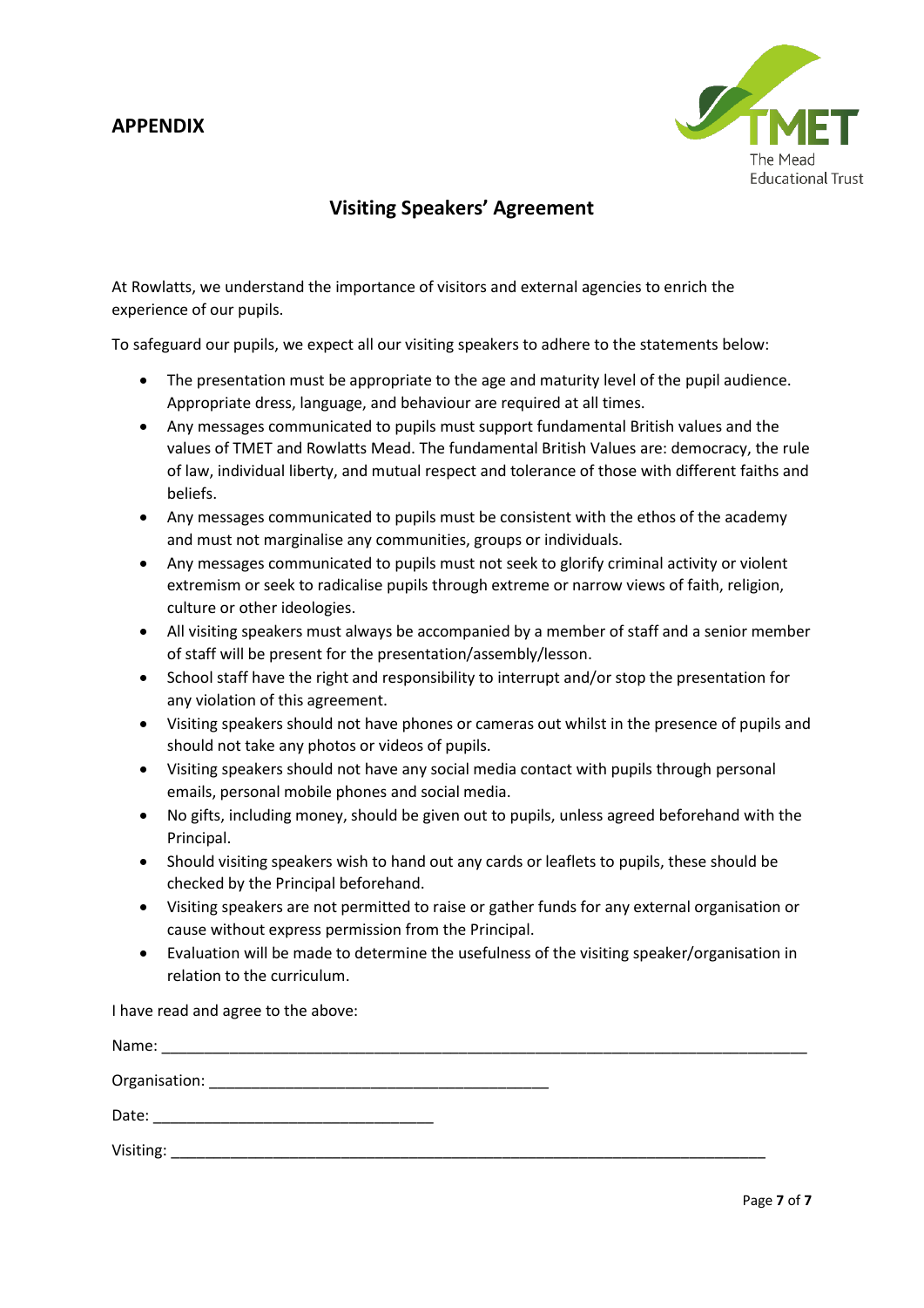## APPENDIX

TMET
The Mead Educational Trust

# Visiting Speakers' Agreement

At Rowlatts, we understand the importance of visitors and external agencies to enrich the experience of our pupils.

To safeguard our pupils, we expect all our visiting speakers to adhere to the statements below:

- The presentation must be appropriate to the age and maturity level of the pupil audience. Appropriate dress, language, and behaviour are required at all times.
- Any messages communicated to pupils must support fundamental British values and the values of TMET and Rowlatts Mead. The fundamental British Values are: democracy, the rule of law, individual liberty, and mutual respect and tolerance of those with different faiths and beliefs.
- Any messages communicated to pupils must be consistent with the ethos of the academy and must not marginalise any communities, groups or individuals.
- Any messages communicated to pupils must not seek to glorify criminal activity or violent extremism or seek to radicalise pupils through extreme or narrow views of faith, religion, culture or other ideologies.
- All visiting speakers must always be accompanied by a member of staff and a senior member of staff will be present for the presentation/assembly/lesson.
- School staff have the right and responsibility to interrupt and/or stop the presentation for any violation of this agreement.
- Visiting speakers should not have phones or cameras out whilst in the presence of pupils and should not take any photos or videos of pupils.
- Visiting speakers should not have any social media contact with pupils through personal emails, personal mobile phones and social media.
- No gifts, including money, should be given out to pupils, unless agreed beforehand with the Principal.
- Should visiting speakers wish to hand out any cards or leaflets to pupils, these should be checked by the Principal beforehand.
- Visiting speakers are not permitted to raise or gather funds for any external organisation or cause without express permission from the Principal.
- Evaluation will be made to determine the usefulness of the visiting speaker/organisation in relation to the curriculum.

I have read and agree to the above:

Name: ______________________________________________________________________________

Organisation: ________________________________________

Date: _________________________________

Visiting: ______________________________________________________________________